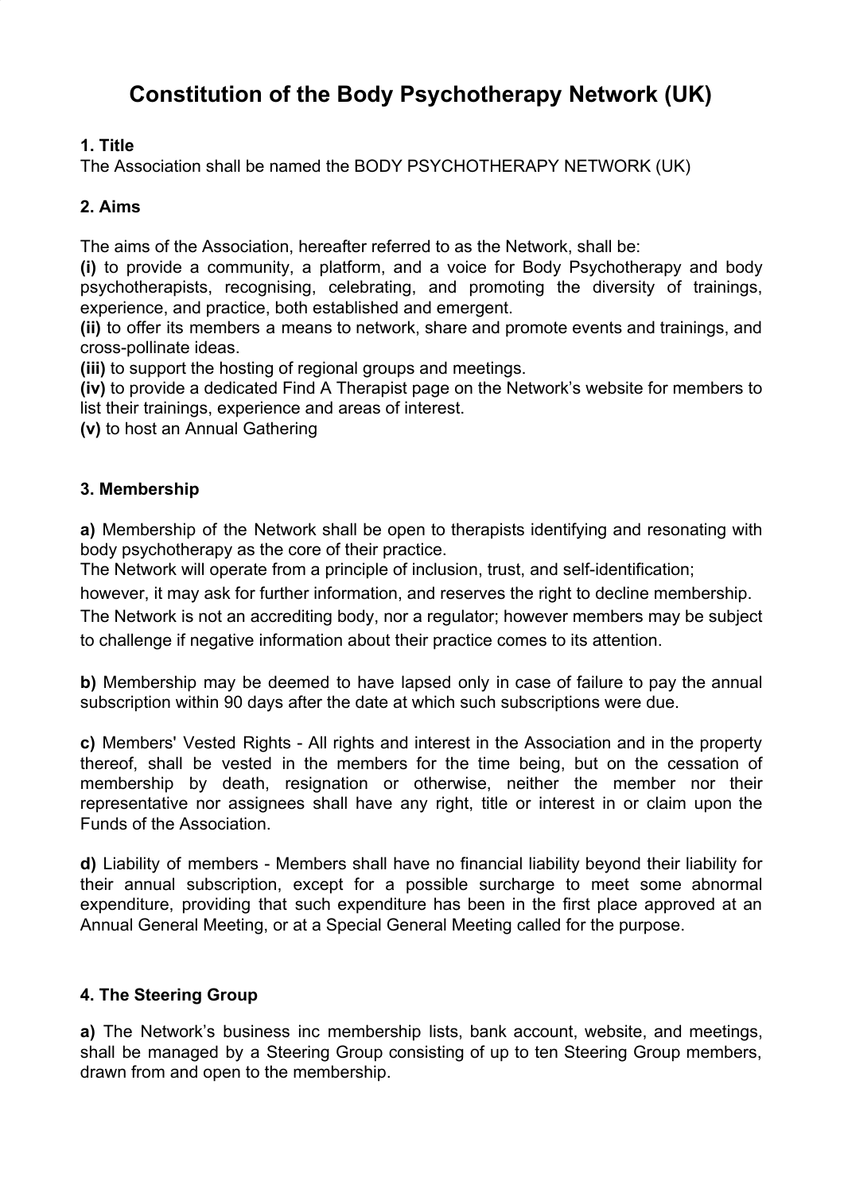# Constitution of the Body Psychotherapy Network (UK)

**1. Title**

The Association shall be named the BODY PSYCHOTHERAPY NETWORK (UK)

**2. Aims**

The aims of the Association, hereafter referred to as the Network, shall be:

**(i)** to provide a community, a platform, and a voice for Body Psychotherapy and body psychotherapists, recognising, celebrating, and promoting the diversity of trainings, experience, and practice, both established and emergent.

**(ii)** to offer its members a means to network, share and promote events and trainings, and cross-pollinate ideas.

**(iii)** to support the hosting of regional groups and meetings.

**(iv)** to provide a dedicated Find A Therapist page on the Network's website for members to list their trainings, experience and areas of interest.

**(v)** to host an Annual Gathering

**3. Membership**

**a)** Membership of the Network shall be open to therapists identifying and resonating with body psychotherapy as the core of their practice.

The Network will operate from a principle of inclusion, trust, and self-identification; however, it may ask for further information, and reserves the right to decline membership.

The Network is not an accrediting body, nor a regulator; however members may be subject to challenge if negative information about their practice comes to its attention.

**b)** Membership may be deemed to have lapsed only in case of failure to pay the annual subscription within 90 days after the date at which such subscriptions were due.

**c)** Members' Vested Rights - All rights and interest in the Association and in the property thereof, shall be vested in the members for the time being, but on the cessation of membership by death, resignation or otherwise, neither the member nor their representative nor assignees shall have any right, title or interest in or claim upon the Funds of the Association.

**d)** Liability of members - Members shall have no financial liability beyond their liability for their annual subscription, except for a possible surcharge to meet some abnormal expenditure, providing that such expenditure has been in the first place approved at an Annual General Meeting, or at a Special General Meeting called for the purpose.

**4. The Steering Group**

**a)** The Network's business inc membership lists, bank account, website, and meetings, shall be managed by a Steering Group consisting of up to ten Steering Group members, drawn from and open to the membership.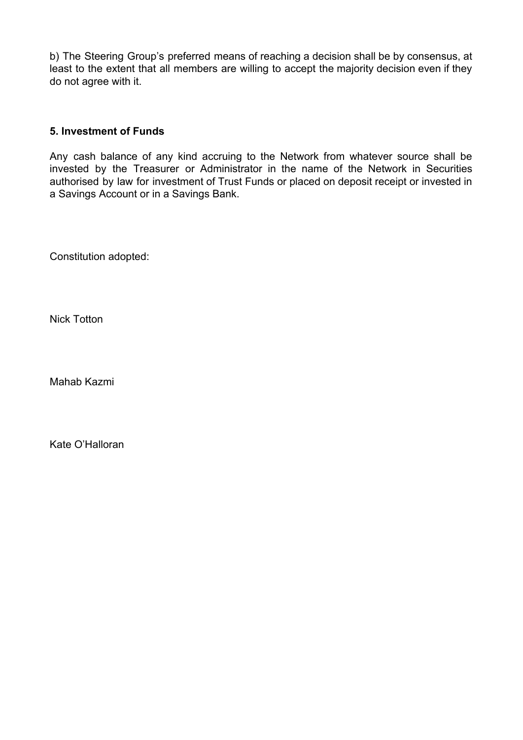b) The Steering Group's preferred means of reaching a decision shall be by consensus, at least to the extent that all members are willing to accept the majority decision even if they do not agree with it.

**5. Investment of Funds**

Any cash balance of any kind accruing to the Network from whatever source shall be invested by the Treasurer or Administrator in the name of the Network in Securities authorised by law for investment of Trust Funds or placed on deposit receipt or invested in a Savings Account or in a Savings Bank.

Constitution adopted:

Nick Totton

Mahab Kazmi

Kate O'Halloran